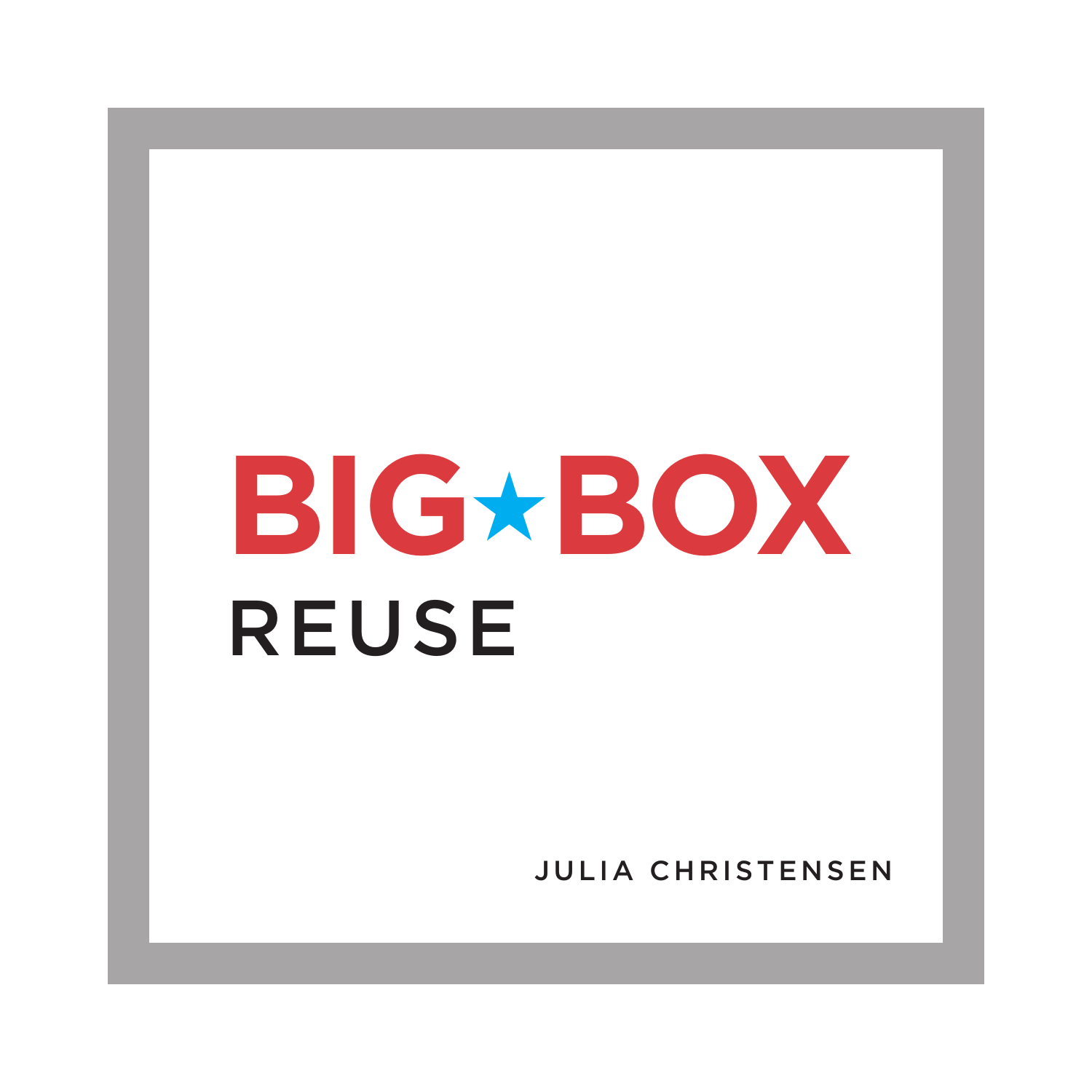# BIG★BOX

## REUSE

JULIA CHRISTENSEN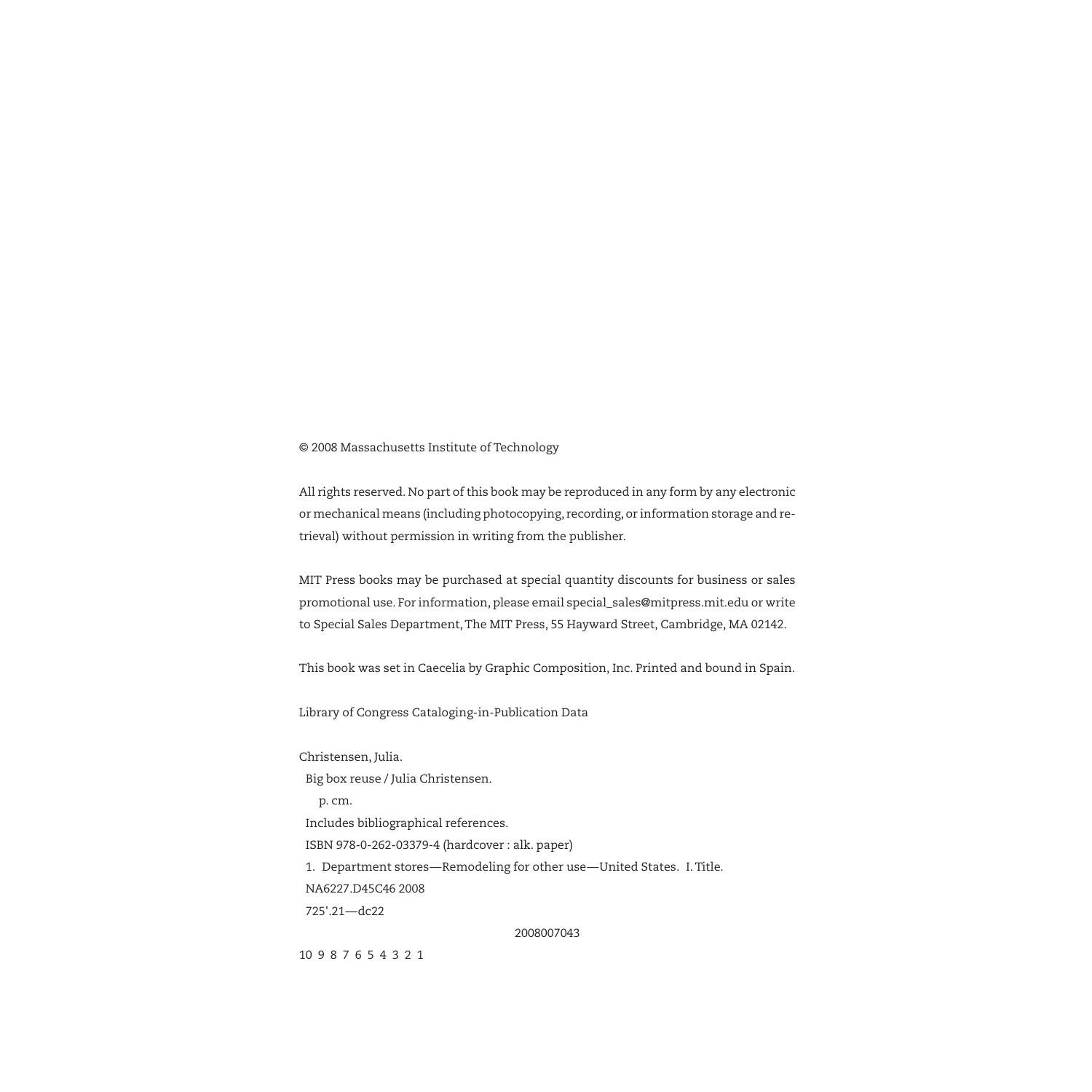© 2008 Massachusetts Institute of Technology

All rights reserved. No part of this book may be reproduced in any form by any electronic or mechanical means (including photocopying, recording, or information storage and retrieval) without permission in writing from the publisher.

MIT Press books may be purchased at special quantity discounts for business or sales promotional use. For information, please email special_sales@mitpress.mit.edu or write to Special Sales Department, The MIT Press, 55 Hayward Street, Cambridge, MA 02142.

This book was set in Caecelia by Graphic Composition, Inc. Printed and bound in Spain.

Library of Congress Cataloging-in-Publication Data

Christensen, Julia.
Big box reuse / Julia Christensen.
p. cm.
Includes bibliographical references.
ISBN 978-0-262-03379-4 (hardcover : alk. paper)
1. Department stores—Remodeling for other use—United States. I. Title.
NA6227.D45C46 2008
725'.21—dc22

2008007043

10 9 8 7 6 5 4 3 2 1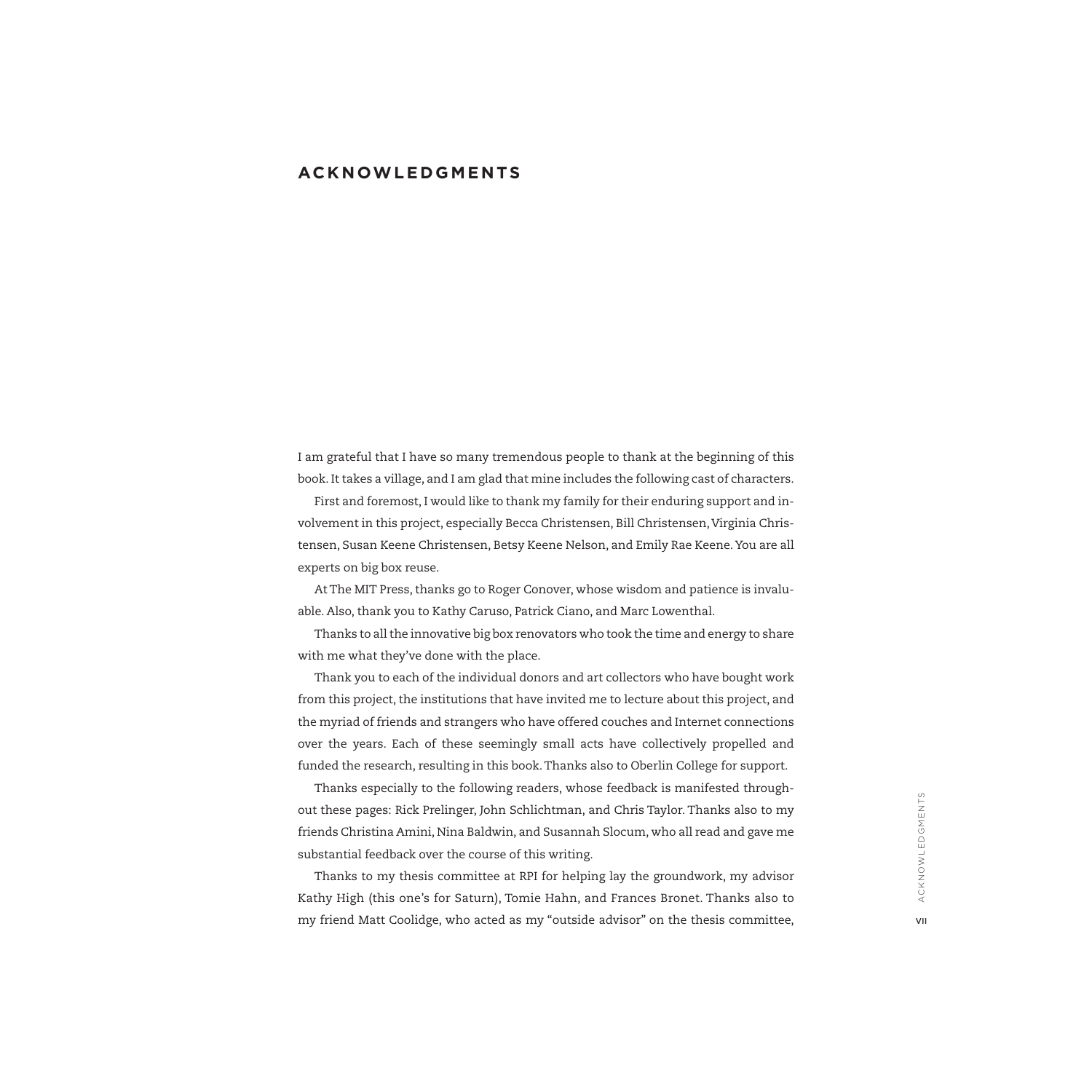# ACKNOWLEDGMENTS

I am grateful that I have so many tremendous people to thank at the beginning of this book. It takes a village, and I am glad that mine includes the following cast of characters.

First and foremost, I would like to thank my family for their enduring support and involvement in this project, especially Becca Christensen, Bill Christensen, Virginia Christensen, Susan Keene Christensen, Betsy Keene Nelson, and Emily Rae Keene. You are all experts on big box reuse.

At The MIT Press, thanks go to Roger Conover, whose wisdom and patience is invaluable. Also, thank you to Kathy Caruso, Patrick Ciano, and Marc Lowenthal.

Thanks to all the innovative big box renovators who took the time and energy to share with me what they've done with the place.

Thank you to each of the individual donors and art collectors who have bought work from this project, the institutions that have invited me to lecture about this project, and the myriad of friends and strangers who have offered couches and Internet connections over the years. Each of these seemingly small acts have collectively propelled and funded the research, resulting in this book. Thanks also to Oberlin College for support.

Thanks especially to the following readers, whose feedback is manifested throughout these pages: Rick Prelinger, John Schlichtman, and Chris Taylor. Thanks also to my friends Christina Amini, Nina Baldwin, and Susannah Slocum, who all read and gave me substantial feedback over the course of this writing.

Thanks to my thesis committee at RPI for helping lay the groundwork, my advisor Kathy High (this one's for Saturn), Tomie Hahn, and Frances Bronet. Thanks also to my friend Matt Coolidge, who acted as my "outside advisor" on the thesis committee,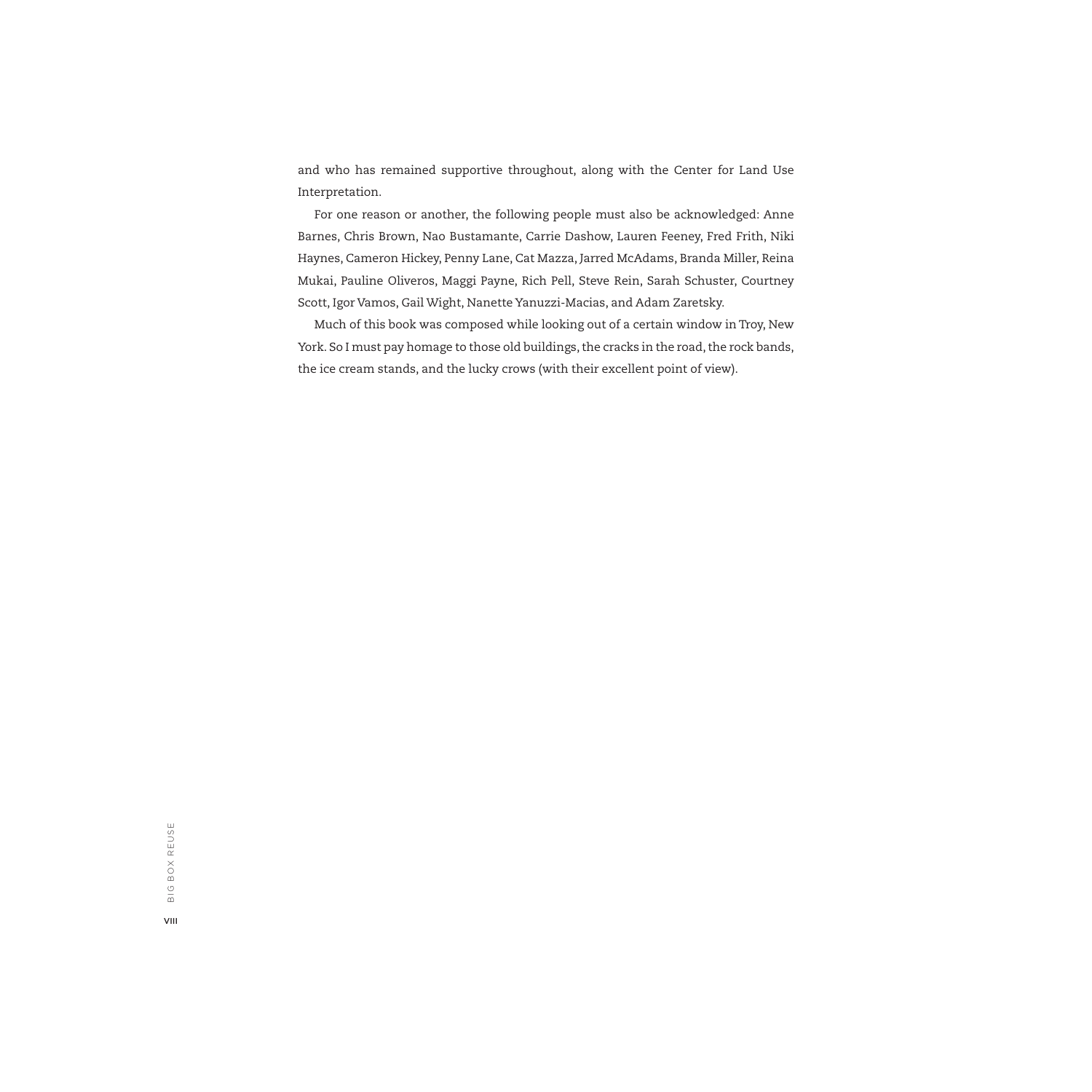and who has remained supportive throughout, along with the Center for Land Use Interpretation.

For one reason or another, the following people must also be acknowledged: Anne Barnes, Chris Brown, Nao Bustamante, Carrie Dashow, Lauren Feeney, Fred Frith, Niki Haynes, Cameron Hickey, Penny Lane, Cat Mazza, Jarred McAdams, Branda Miller, Reina Mukai, Pauline Oliveros, Maggi Payne, Rich Pell, Steve Rein, Sarah Schuster, Courtney Scott, Igor Vamos, Gail Wight, Nanette Yanuzzi-Macias, and Adam Zaretsky.

Much of this book was composed while looking out of a certain window in Troy, New York. So I must pay homage to those old buildings, the cracks in the road, the rock bands, the ice cream stands, and the lucky crows (with their excellent point of view).